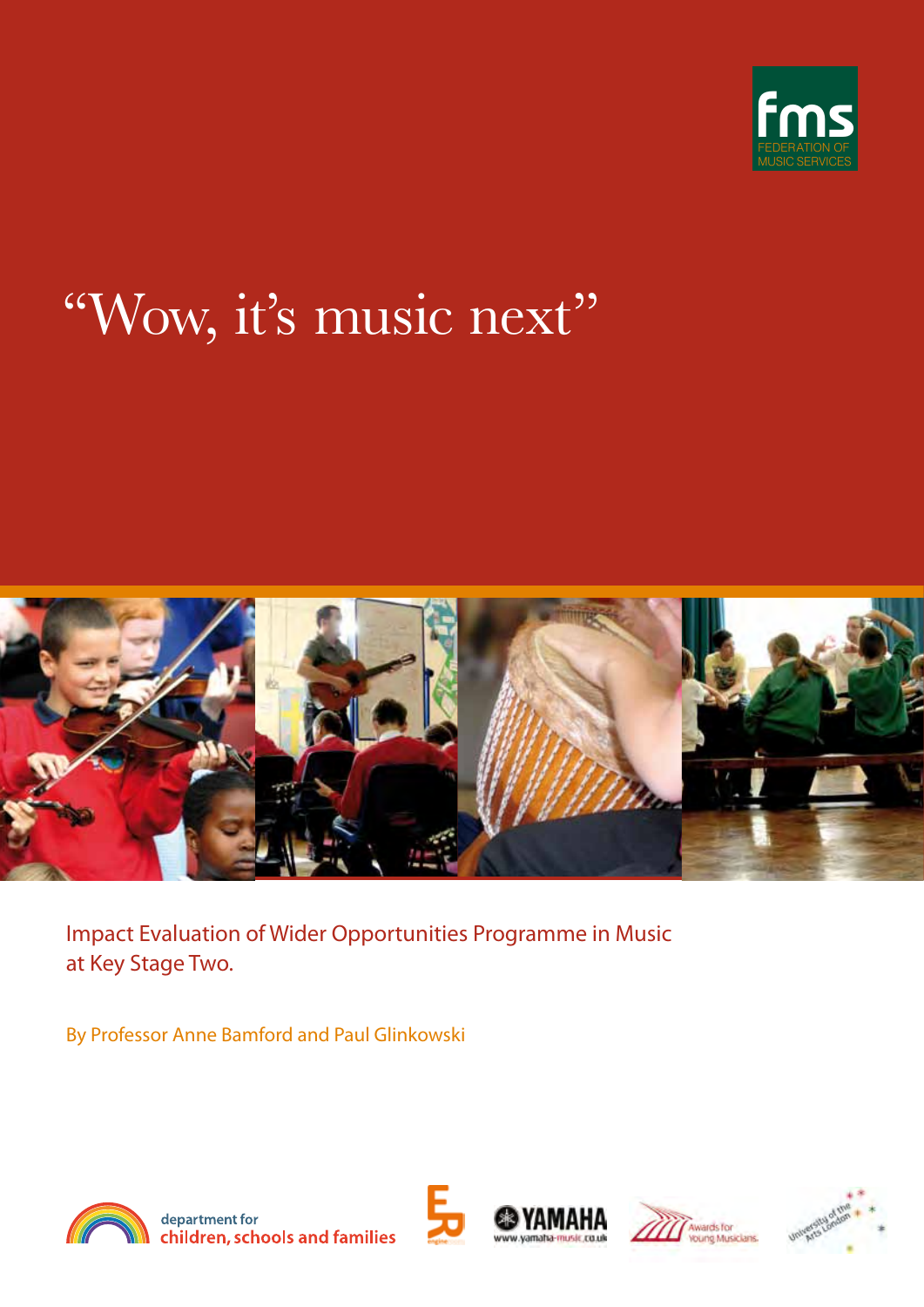fms

FEDERATION OF MUSIC SERVICES

# "Wow, it's music next"

Impact Evaluation of Wider Opportunities Programme in Music at Key Stage Two.

By Professor Anne Bamford and Paul Glinkowski

department for children, schools and families

YAMAHA www.yamaha-music.co.uk

Awards for Young Musicians

University of the Arts London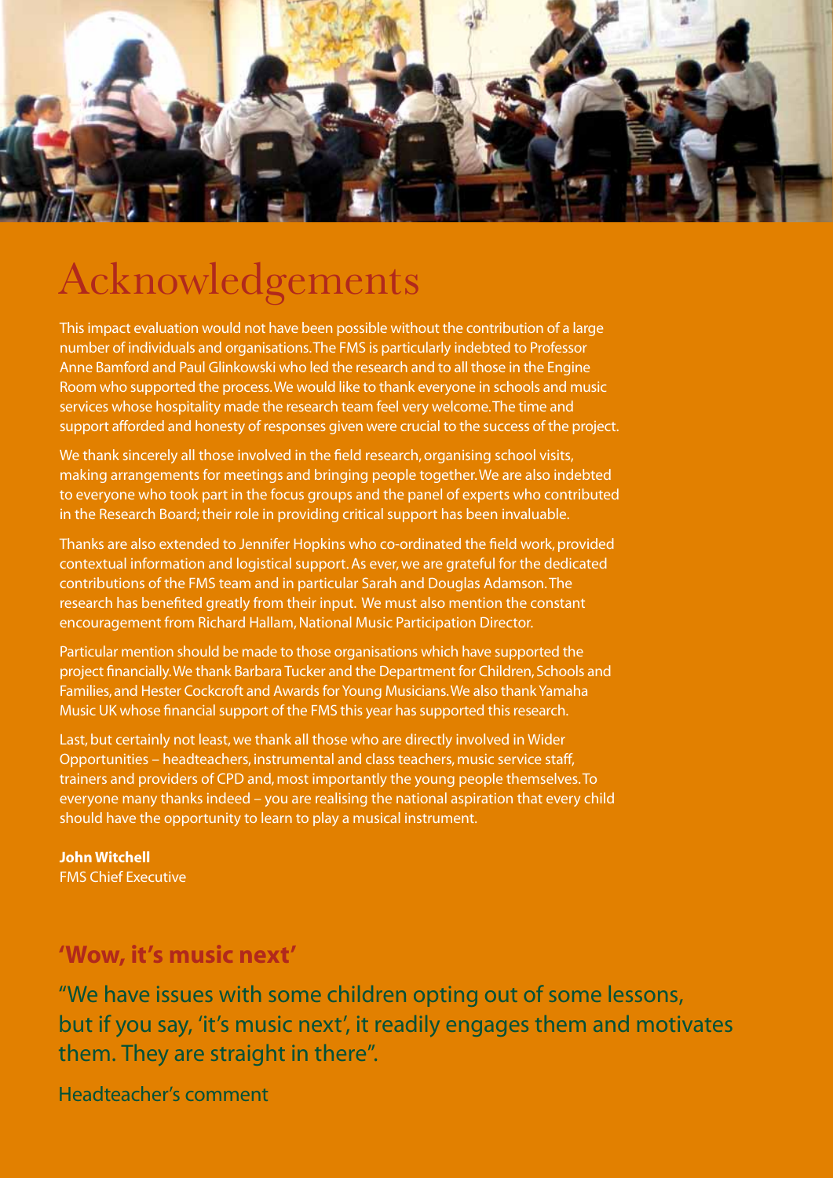# Acknowledgements

This impact evaluation would not have been possible without the contribution of a large number of individuals and organisations. The FMS is particularly indebted to Professor Anne Bamford and Paul Glinkowski who led the research and to all those in the Engine Room who supported the process. We would like to thank everyone in schools and music services whose hospitality made the research team feel very welcome. The time and support afforded and honesty of responses given were crucial to the success of the project.

We thank sincerely all those involved in the field research, organising school visits, making arrangements for meetings and bringing people together. We are also indebted to everyone who took part in the focus groups and the panel of experts who contributed in the Research Board; their role in providing critical support has been invaluable.

Thanks are also extended to Jennifer Hopkins who co-ordinated the field work, provided contextual information and logistical support. As ever, we are grateful for the dedicated contributions of the FMS team and in particular Sarah and Douglas Adamson. The research has benefited greatly from their input. We must also mention the constant encouragement from Richard Hallam, National Music Participation Director.

Particular mention should be made to those organisations which have supported the project financially. We thank Barbara Tucker and the Department for Children, Schools and Families, and Hester Cockcroft and Awards for Young Musicians. We also thank Yamaha Music UK whose financial support of the FMS this year has supported this research.

Last, but certainly not least, we thank all those who are directly involved in Wider Opportunities – headteachers, instrumental and class teachers, music service staff, trainers and providers of CPD and, most importantly the young people themselves. To everyone many thanks indeed – you are realising the national aspiration that every child should have the opportunity to learn to play a musical instrument.

**John Witchell**
FMS Chief Executive

## 'Wow, it's music next'

"We have issues with some children opting out of some lessons, but if you say, 'it's music next', it readily engages them and motivates them. They are straight in there".

Headteacher's comment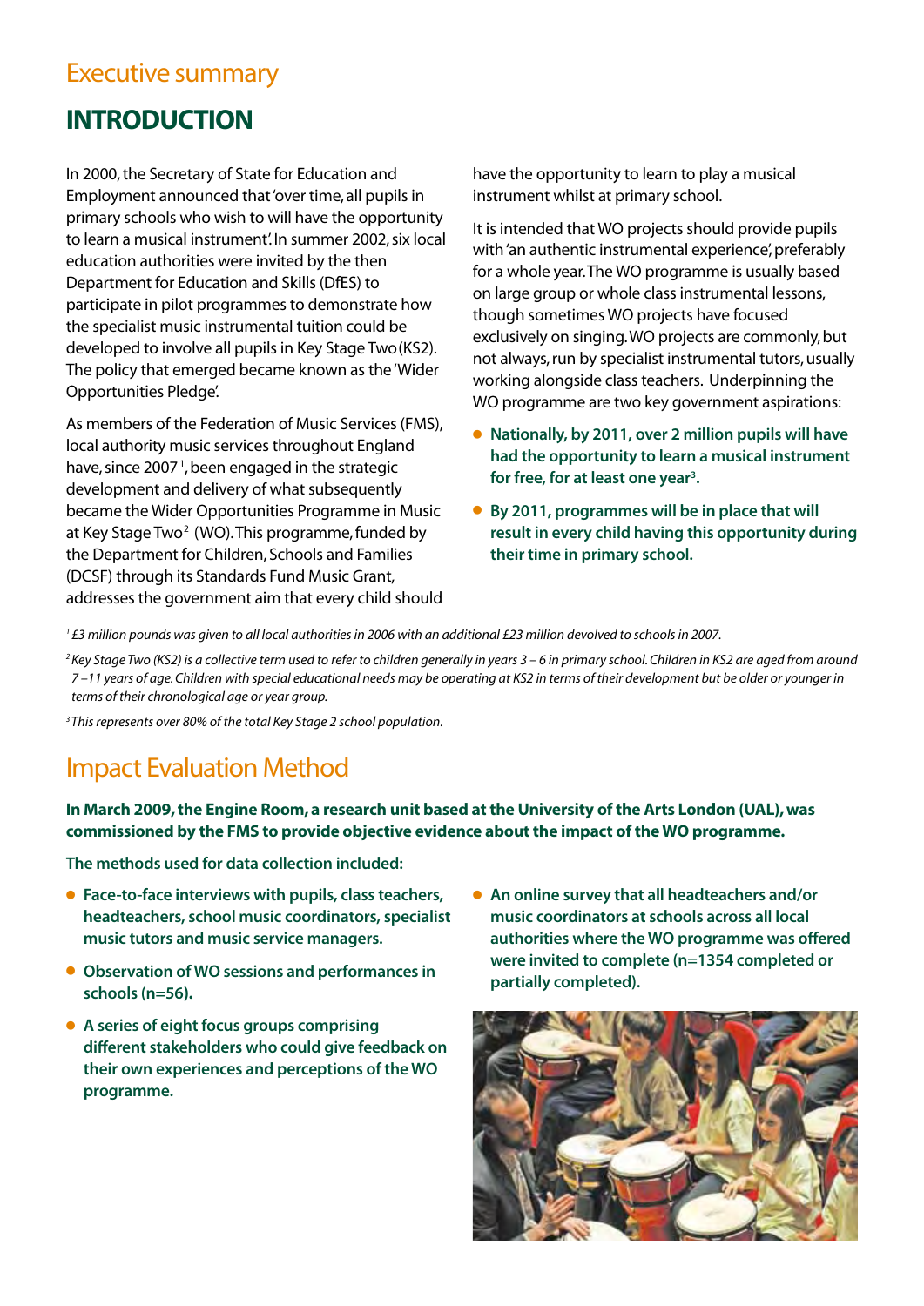## Executive summary

# INTRODUCTION

In 2000, the Secretary of State for Education and Employment announced that 'over time, all pupils in primary schools who wish to will have the opportunity to learn a musical instrument'. In summer 2002, six local education authorities were invited by the then Department for Education and Skills (DfES) to participate in pilot programmes to demonstrate how the specialist music instrumental tuition could be developed to involve all pupils in Key Stage Two (KS2). The policy that emerged became known as the 'Wider Opportunities Pledge'.

As members of the Federation of Music Services (FMS), local authority music services throughout England have, since 2007[1], been engaged in the strategic development and delivery of what subsequently became the Wider Opportunities Programme in Music at Key Stage Two[2] (WO). This programme, funded by the Department for Children, Schools and Families (DCSF) through its Standards Fund Music Grant, addresses the government aim that every child should have the opportunity to learn to play a musical instrument whilst at primary school.

It is intended that WO projects should provide pupils with 'an authentic instrumental experience', preferably for a whole year. The WO programme is usually based on large group or whole class instrumental lessons, though sometimes WO projects have focused exclusively on singing. WO projects are commonly, but not always, run by specialist instrumental tutors, usually working alongside class teachers. Underpinning the WO programme are two key government aspirations:

- **Nationally, by 2011, over 2 million pupils will have had the opportunity to learn a musical instrument for free, for at least one year[3].**
- **By 2011, programmes will be in place that will result in every child having this opportunity during their time in primary school.**

*[1] £3 million pounds was given to all local authorities in 2006 with an additional £23 million devolved to schools in 2007.*

*[2] Key Stage Two (KS2) is a collective term used to refer to children generally in years 3 – 6 in primary school. Children in KS2 are aged from around 7 –11 years of age. Children with special educational needs may be operating at KS2 in terms of their development but be older or younger in terms of their chronological age or year group.*

*[3] This represents over 80% of the total Key Stage 2 school population.*

## Impact Evaluation Method

**In March 2009, the Engine Room, a research unit based at the University of the Arts London (UAL), was commissioned by the FMS to provide objective evidence about the impact of the WO programme.**

**The methods used for data collection included:**

- **Face-to-face interviews with pupils, class teachers, headteachers, school music coordinators, specialist music tutors and music service managers.**
- **Observation of WO sessions and performances in schools (n=56).**
- **A series of eight focus groups comprising different stakeholders who could give feedback on their own experiences and perceptions of the WO programme.**
- **An online survey that all headteachers and/or music coordinators at schools across all local authorities where the WO programme was offered were invited to complete (n=1354 completed or partially completed).**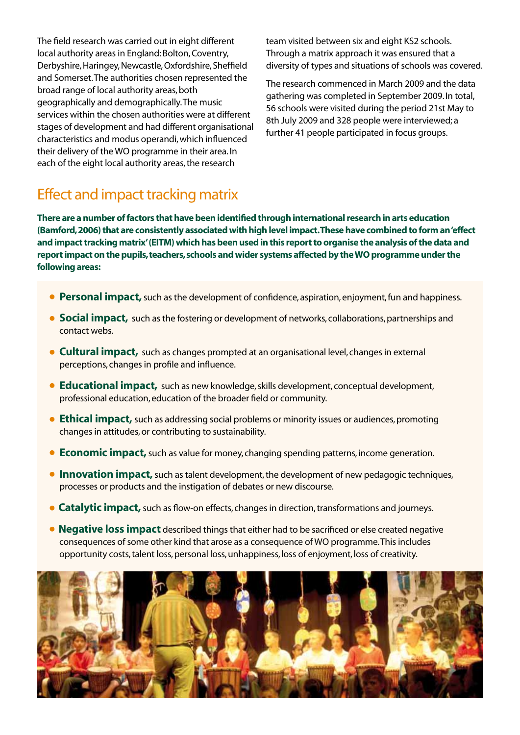The field research was carried out in eight different local authority areas in England: Bolton, Coventry, Derbyshire, Haringey, Newcastle, Oxfordshire, Sheffield and Somerset. The authorities chosen represented the broad range of local authority areas, both geographically and demographically. The music services within the chosen authorities were at different stages of development and had different organisational characteristics and modus operandi, which influenced their delivery of the WO programme in their area. In each of the eight local authority areas, the research team visited between six and eight KS2 schools. Through a matrix approach it was ensured that a diversity of types and situations of schools was covered.

The research commenced in March 2009 and the data gathering was completed in September 2009. In total, 56 schools were visited during the period 21st May to 8th July 2009 and 328 people were interviewed; a further 41 people participated in focus groups.

## Effect and impact tracking matrix

**There are a number of factors that have been identified through international research in arts education (Bamford, 2006) that are consistently associated with high level impact. These have combined to form an 'effect and impact tracking matrix' (EITM) which has been used in this report to organise the analysis of the data and report impact on the pupils, teachers, schools and wider systems affected by the WO programme under the following areas:**

- **Personal impact,** such as the development of confidence, aspiration, enjoyment, fun and happiness.
- **Social impact,** such as the fostering or development of networks, collaborations, partnerships and contact webs.
- **Cultural impact,** such as changes prompted at an organisational level, changes in external perceptions, changes in profile and influence.
- **Educational impact,** such as new knowledge, skills development, conceptual development, professional education, education of the broader field or community.
- **Ethical impact,** such as addressing social problems or minority issues or audiences, promoting changes in attitudes, or contributing to sustainability.
- **Economic impact,** such as value for money, changing spending patterns, income generation.
- **Innovation impact,** such as talent development, the development of new pedagogic techniques, processes or products and the instigation of debates or new discourse.
- **Catalytic impact,** such as flow-on effects, changes in direction, transformations and journeys.
- **Negative loss impact** described things that either had to be sacrificed or else created negative consequences of some other kind that arose as a consequence of WO programme. This includes opportunity costs, talent loss, personal loss, unhappiness, loss of enjoyment, loss of creativity.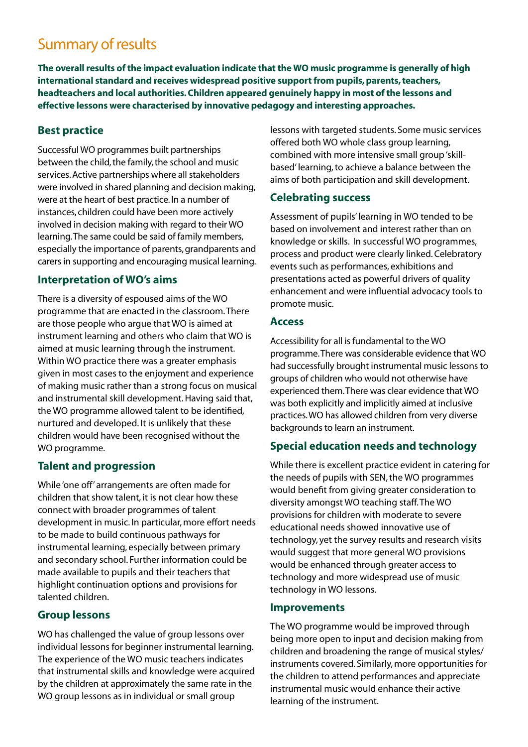# Summary of results

**The overall results of the impact evaluation indicate that the WO music programme is generally of high international standard and receives widespread positive support from pupils, parents, teachers, headteachers and local authorities. Children appeared genuinely happy in most of the lessons and effective lessons were characterised by innovative pedagogy and interesting approaches.**

## Best practice

Successful WO programmes built partnerships between the child, the family, the school and music services. Active partnerships where all stakeholders were involved in shared planning and decision making, were at the heart of best practice. In a number of instances, children could have been more actively involved in decision making with regard to their WO learning. The same could be said of family members, especially the importance of parents, grandparents and carers in supporting and encouraging musical learning.

## Interpretation of WO's aims

There is a diversity of espoused aims of the WO programme that are enacted in the classroom. There are those people who argue that WO is aimed at instrument learning and others who claim that WO is aimed at music learning through the instrument. Within WO practice there was a greater emphasis given in most cases to the enjoyment and experience of making music rather than a strong focus on musical and instrumental skill development. Having said that, the WO programme allowed talent to be identified, nurtured and developed. It is unlikely that these children would have been recognised without the WO programme.

## Talent and progression

While 'one off' arrangements are often made for children that show talent, it is not clear how these connect with broader programmes of talent development in music. In particular, more effort needs to be made to build continuous pathways for instrumental learning, especially between primary and secondary school. Further information could be made available to pupils and their teachers that highlight continuation options and provisions for talented children.

## Group lessons

WO has challenged the value of group lessons over individual lessons for beginner instrumental learning. The experience of the WO music teachers indicates that instrumental skills and knowledge were acquired by the children at approximately the same rate in the WO group lessons as in individual or small group lessons with targeted students. Some music services offered both WO whole class group learning, combined with more intensive small group 'skill-based' learning, to achieve a balance between the aims of both participation and skill development.

## Celebrating success

Assessment of pupils' learning in WO tended to be based on involvement and interest rather than on knowledge or skills. In successful WO programmes, process and product were clearly linked. Celebratory events such as performances, exhibitions and presentations acted as powerful drivers of quality enhancement and were influential advocacy tools to promote music.

## Access

Accessibility for all is fundamental to the WO programme. There was considerable evidence that WO had successfully brought instrumental music lessons to groups of children who would not otherwise have experienced them. There was clear evidence that WO was both explicitly and implicitly aimed at inclusive practices. WO has allowed children from very diverse backgrounds to learn an instrument.

## Special education needs and technology

While there is excellent practice evident in catering for the needs of pupils with SEN, the WO programmes would benefit from giving greater consideration to diversity amongst WO teaching staff. The WO provisions for children with moderate to severe educational needs showed innovative use of technology, yet the survey results and research visits would suggest that more general WO provisions would be enhanced through greater access to technology and more widespread use of music technology in WO lessons.

## Improvements

The WO programme would be improved through being more open to input and decision making from children and broadening the range of musical styles/ instruments covered. Similarly, more opportunities for the children to attend performances and appreciate instrumental music would enhance their active learning of the instrument.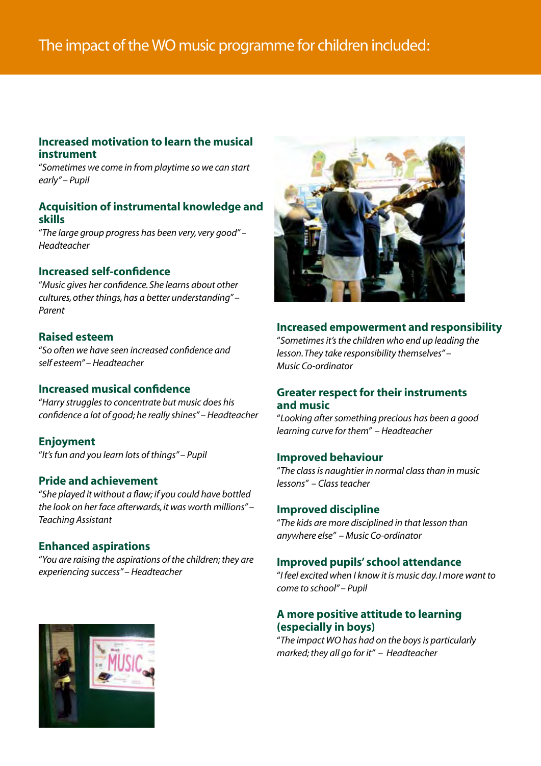# The impact of the WO music programme for children included:

### Increased motivation to learn the musical instrument

"*Sometimes we come in from playtime so we can start early" – Pupil*

### Acquisition of instrumental knowledge and skills

"*The large group progress has been very, very good" – Headteacher*

### Increased self-confidence

"*Music gives her confidence. She learns about other cultures, other things, has a better understanding" – Parent*

### Raised esteem

"*So often we have seen increased confidence and self esteem" – Headteacher*

### Increased musical confidence

"*Harry struggles to concentrate but music does his confidence a lot of good; he really shines" – Headteacher*

### Enjoyment

"*It's fun and you learn lots of things" – Pupil*

### Pride and achievement

"*She played it without a flaw; if you could have bottled the look on her face afterwards, it was worth millions" – Teaching Assistant*

### Enhanced aspirations

"*You are raising the aspirations of the children; they are experiencing success" – Headteacher*

### Increased empowerment and responsibility

"*Sometimes it's the children who end up leading the lesson. They take responsibility themselves" – Music Co-ordinator*

### Greater respect for their instruments and music

"*Looking after something precious has been a good learning curve for them" – Headteacher*

### Improved behaviour

"*The class is naughtier in normal class than in music lessons" – Class teacher*

### Improved discipline

"*The kids are more disciplined in that lesson than anywhere else" – Music Co-ordinator*

### Improved pupils' school attendance

"*I feel excited when I know it is music day. I more want to come to school" – Pupil*

### A more positive attitude to learning (especially in boys)

"*The impact WO has had on the boys is particularly marked; they all go for it" – Headteacher*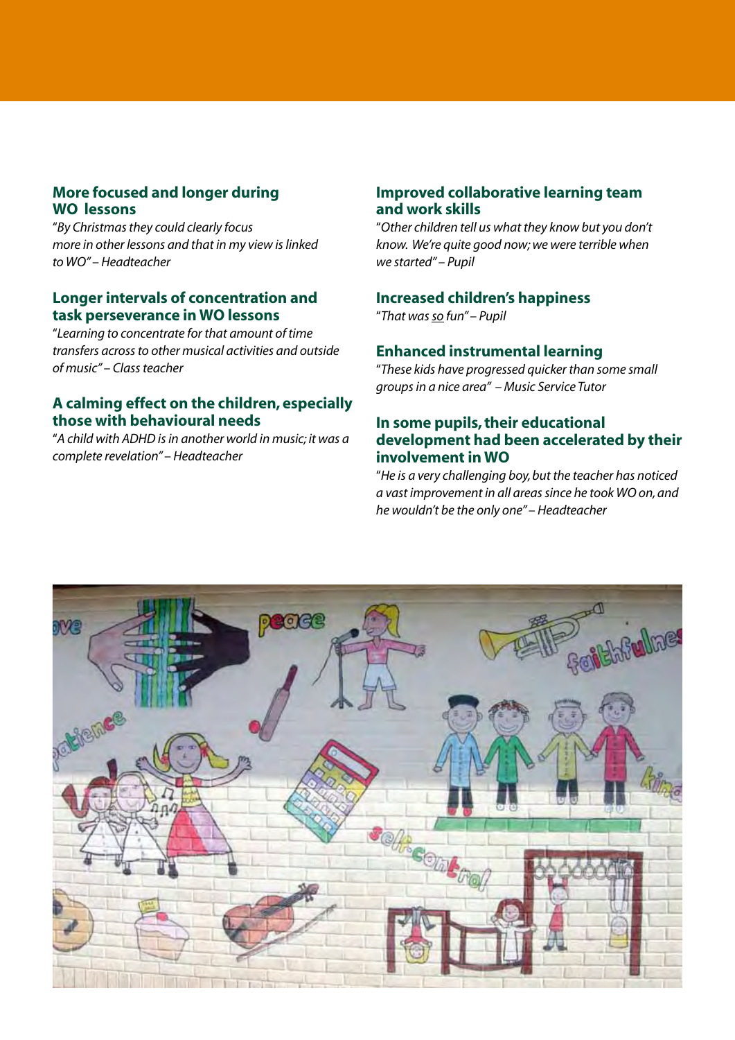### More focused and longer during WO lessons

*"By Christmas they could clearly focus more in other lessons and that in my view is linked to WO" – Headteacher*

### Longer intervals of concentration and task perseverance in WO lessons

*"Learning to concentrate for that amount of time transfers across to other musical activities and outside of music" – Class teacher*

### A calming effect on the children, especially those with behavioural needs

*"A child with ADHD is in another world in music; it was a complete revelation" – Headteacher*

### Improved collaborative learning team and work skills

*"Other children tell us what they know but you don't know. We're quite good now; we were terrible when we started" – Pupil*

### Increased children's happiness

*"That was so fun" – Pupil*

### Enhanced instrumental learning

*"These kids have progressed quicker than some small groups in a nice area" – Music Service Tutor*

### In some pupils, their educational development had been accelerated by their involvement in WO

*"He is a very challenging boy, but the teacher has noticed a vast improvement in all areas since he took WO on, and he wouldn't be the only one" – Headteacher*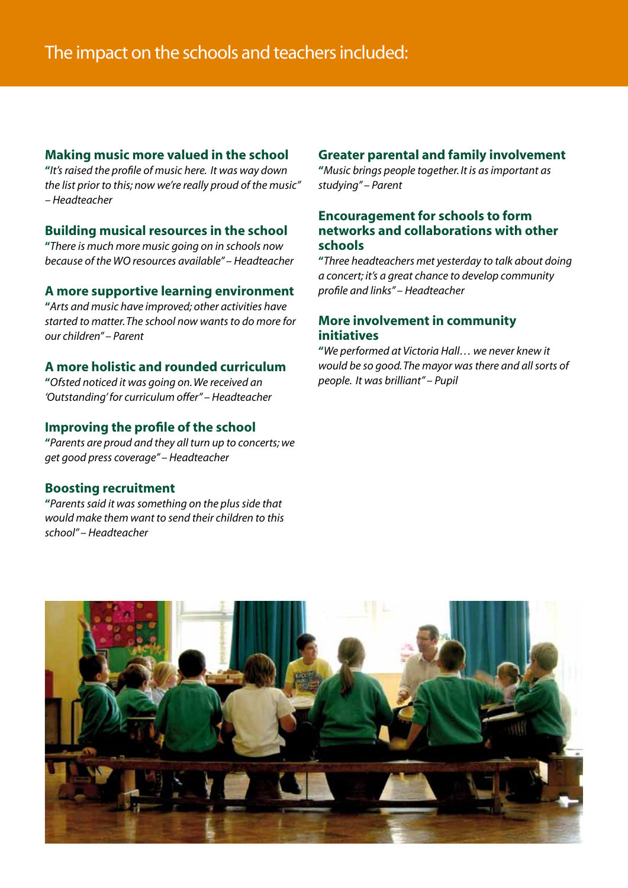# The impact on the schools and teachers included:

### Making music more valued in the school

*"It's raised the profile of music here. It was way down the list prior to this; now we're really proud of the music" – Headteacher*

### Building musical resources in the school

*"There is much more music going on in schools now because of the WO resources available" – Headteacher*

### A more supportive learning environment

*"Arts and music have improved; other activities have started to matter. The school now wants to do more for our children" – Parent*

### A more holistic and rounded curriculum

*"Ofsted noticed it was going on. We received an 'Outstanding' for curriculum offer" – Headteacher*

### Improving the profile of the school

*"Parents are proud and they all turn up to concerts; we get good press coverage" – Headteacher*

### Boosting recruitment

*"Parents said it was something on the plus side that would make them want to send their children to this school" – Headteacher*

### Greater parental and family involvement

*"Music brings people together. It is as important as studying" – Parent*

### Encouragement for schools to form networks and collaborations with other schools

*"Three headteachers met yesterday to talk about doing a concert; it's a great chance to develop community profile and links" – Headteacher*

### More involvement in community initiatives

*"We performed at Victoria Hall… we never knew it would be so good. The mayor was there and all sorts of people. It was brilliant" – Pupil*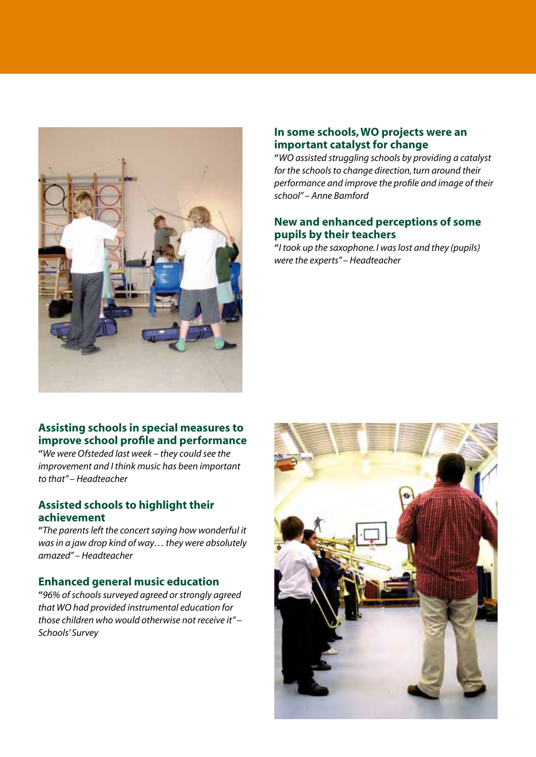### In some schools, WO projects were an important catalyst for change

*"WO assisted struggling schools by providing a catalyst for the schools to change direction, turn around their performance and improve the profile and image of their school" – Anne Bamford*

### New and enhanced perceptions of some pupils by their teachers

*"I took up the saxophone. I was lost and they (pupils) were the experts" – Headteacher*

### Assisting schools in special measures to improve school profile and performance

*"We were Ofsteded last week – they could see the improvement and I think music has been important to that" – Headteacher*

### Assisted schools to highlight their achievement

*"The parents left the concert saying how wonderful it was in a jaw drop kind of way… they were absolutely amazed" – Headteacher*

### Enhanced general music education

*"96% of schools surveyed agreed or strongly agreed that WO had provided instrumental education for those children who would otherwise not receive it" – Schools' Survey*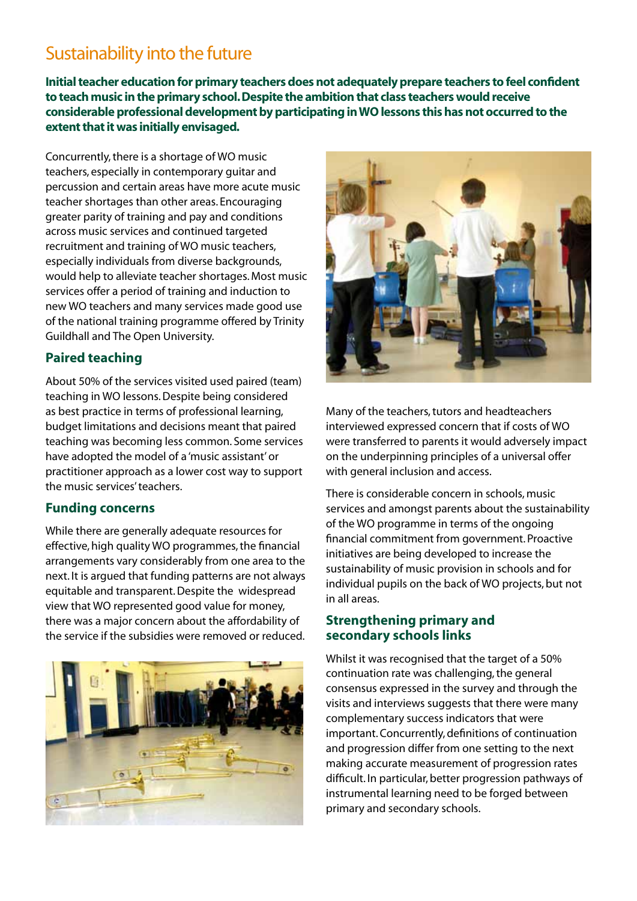# Sustainability into the future

**Initial teacher education for primary teachers does not adequately prepare teachers to feel confident to teach music in the primary school. Despite the ambition that class teachers would receive considerable professional development by participating in WO lessons this has not occurred to the extent that it was initially envisaged.**

Concurrently, there is a shortage of WO music teachers, especially in contemporary guitar and percussion and certain areas have more acute music teacher shortages than other areas. Encouraging greater parity of training and pay and conditions across music services and continued targeted recruitment and training of WO music teachers, especially individuals from diverse backgrounds, would help to alleviate teacher shortages. Most music services offer a period of training and induction to new WO teachers and many services made good use of the national training programme offered by Trinity Guildhall and The Open University.

## Paired teaching

About 50% of the services visited used paired (team) teaching in WO lessons. Despite being considered as best practice in terms of professional learning, budget limitations and decisions meant that paired teaching was becoming less common. Some services have adopted the model of a 'music assistant' or practitioner approach as a lower cost way to support the music services' teachers.

## Funding concerns

While there are generally adequate resources for effective, high quality WO programmes, the financial arrangements vary considerably from one area to the next. It is argued that funding patterns are not always equitable and transparent. Despite the widespread view that WO represented good value for money, there was a major concern about the affordability of the service if the subsidies were removed or reduced.

Many of the teachers, tutors and headteachers interviewed expressed concern that if costs of WO were transferred to parents it would adversely impact on the underpinning principles of a universal offer with general inclusion and access.

There is considerable concern in schools, music services and amongst parents about the sustainability of the WO programme in terms of the ongoing financial commitment from government. Proactive initiatives are being developed to increase the sustainability of music provision in schools and for individual pupils on the back of WO projects, but not in all areas.

## Strengthening primary and secondary schools links

Whilst it was recognised that the target of a 50% continuation rate was challenging, the general consensus expressed in the survey and through the visits and interviews suggests that there were many complementary success indicators that were important. Concurrently, definitions of continuation and progression differ from one setting to the next making accurate measurement of progression rates difficult. In particular, better progression pathways of instrumental learning need to be forged between primary and secondary schools.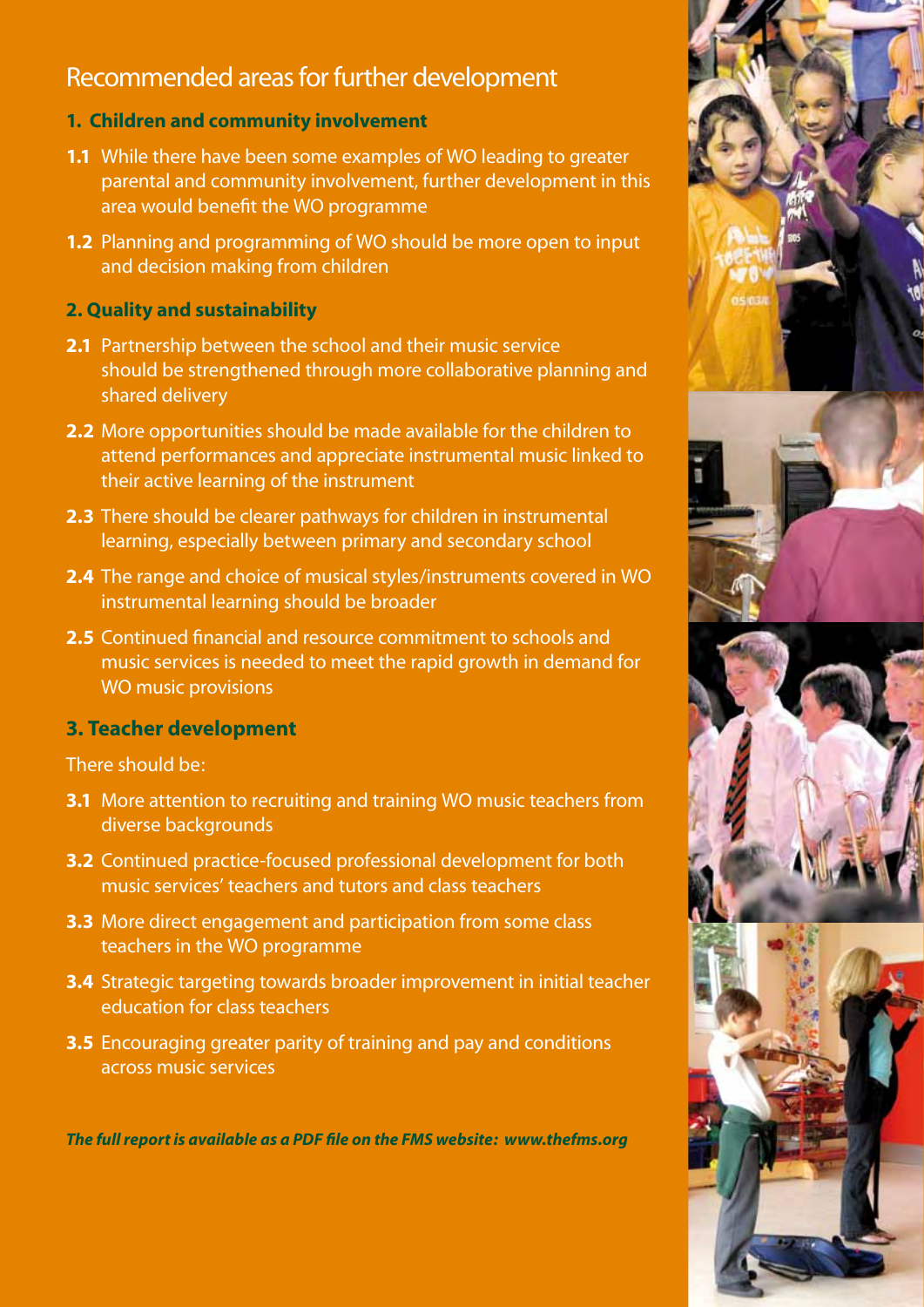## Recommended areas for further development

### 1. Children and community involvement

**1.1** While there have been some examples of WO leading to greater parental and community involvement, further development in this area would benefit the WO programme

**1.2** Planning and programming of WO should be more open to input and decision making from children

### 2. Quality and sustainability

**2.1** Partnership between the school and their music service should be strengthened through more collaborative planning and shared delivery

**2.2** More opportunities should be made available for the children to attend performances and appreciate instrumental music linked to their active learning of the instrument

**2.3** There should be clearer pathways for children in instrumental learning, especially between primary and secondary school

**2.4** The range and choice of musical styles/instruments covered in WO instrumental learning should be broader

**2.5** Continued financial and resource commitment to schools and music services is needed to meet the rapid growth in demand for WO music provisions

### 3. Teacher development

There should be:

**3.1** More attention to recruiting and training WO music teachers from diverse backgrounds

**3.2** Continued practice-focused professional development for both music services' teachers and tutors and class teachers

**3.3** More direct engagement and participation from some class teachers in the WO programme

**3.4** Strategic targeting towards broader improvement in initial teacher education for class teachers

**3.5** Encouraging greater parity of training and pay and conditions across music services

***The full report is available as a PDF file on the FMS website: www.thefms.org***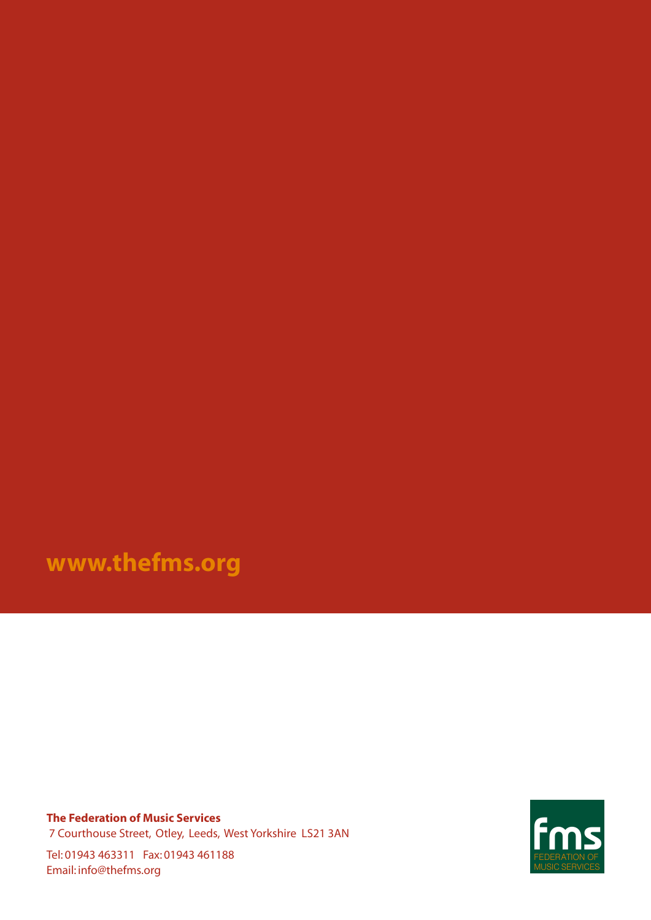**www.thefms.org**

**The Federation of Music Services**
7 Courthouse Street, Otley, Leeds, West Yorkshire LS21 3AN

Tel: 01943 463311 Fax: 01943 461188
Email: info@thefms.org

fms
FEDERATION OF
MUSIC SERVICES